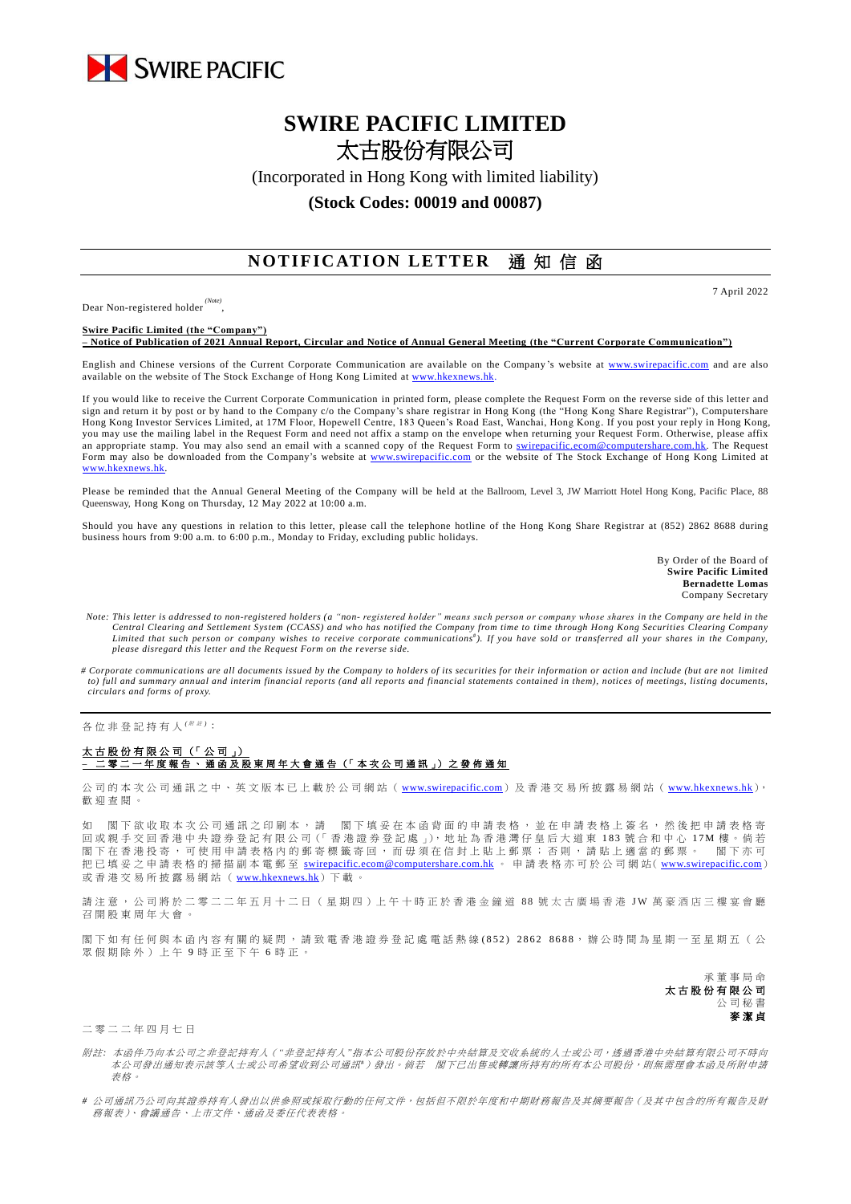SWIRE PACIFIC

# SWIRE PACIFIC LIMITED
# 太古股份有限公司

(Incorporated in Hong Kong with limited liability)

**(Stock Codes: 00019 and 00087)**

## NOTIFICATION LETTER 通知信函

7 April 2022

Dear Non-registered holder[(Note)],

**Swire Pacific Limited (the "Company")**
**– Notice of Publication of 2021 Annual Report, Circular and Notice of Annual General Meeting (the "Current Corporate Communication")**

English and Chinese versions of the Current Corporate Communication are available on the Company's website at www.swirepacific.com and are also available on the website of The Stock Exchange of Hong Kong Limited at www.hkexnews.hk.

If you would like to receive the Current Corporate Communication in printed form, please complete the Request Form on the reverse side of this letter and sign and return it by post or by hand to the Company c/o the Company's share registrar in Hong Kong (the "Hong Kong Share Registrar"), Computershare Hong Kong Investor Services Limited, at 17M Floor, Hopewell Centre, 183 Queen's Road East, Wanchai, Hong Kong. If you post your reply in Hong Kong, you may use the mailing label in the Request Form and need not affix a stamp on the envelope when returning your Request Form. Otherwise, please affix an appropriate stamp. You may also send an email with a scanned copy of the Request Form to swirepacific.ecom@computershare.com.hk. The Request Form may also be downloaded from the Company's website at www.swirepacific.com or the website of The Stock Exchange of Hong Kong Limited at www.hkexnews.hk.

Please be reminded that the Annual General Meeting of the Company will be held at the Ballroom, Level 3, JW Marriott Hotel Hong Kong, Pacific Place, 88 Queensway, Hong Kong on Thursday, 12 May 2022 at 10:00 a.m.

Should you have any questions in relation to this letter, please call the telephone hotline of the Hong Kong Share Registrar at (852) 2862 8688 during business hours from 9:00 a.m. to 6:00 p.m., Monday to Friday, excluding public holidays.

By Order of the Board of
**Swire Pacific Limited**
**Bernadette Lomas**
Company Secretary

*Note: This letter is addressed to non-registered holders (a "non- registered holder" means such person or company whose shares in the Company are held in the Central Clearing and Settlement System (CCASS) and who has notified the Company from time to time through Hong Kong Securities Clearing Company Limited that such person or company wishes to receive corporate communications#). If you have sold or transferred all your shares in the Company, please disregard this letter and the Request Form on the reverse side.*

*# Corporate communications are all documents issued by the Company to holders of its securities for their information or action and include (but are not limited to) full and summary annual and interim financial reports (and all reports and financial statements contained in them), notices of meetings, listing documents, circulars and forms of proxy.*

---

各位非登記持有人[(附註)]：

**太古股份有限公司（「公司」）**
**– 二零二一年度報告、通函及股東周年大會通告（「本次公司通訊」）之發佈通知**

公司的本次公司通訊之中、英文版本已上載於公司網站（www.swirepacific.com）及香港交易所披露易網站（www.hkexnews.hk），歡迎查閱。

如 閣下欲收取本次公司通訊之印刷本，請 閣下填妥在本函背面的申請表格，並在申請表格上簽名，然後把申請表格寄回或親手交回香港中央證券登記有限公司（「香港證券登記處」），地址為香港灣仔皇后大道東183號合和中心17M樓。倘若 閣下在香港投寄，可使用申請表格內的郵寄標籤寄回，而毋須在信封上貼上郵票；否則，請貼上適當的郵票。 閣下亦可把已填妥之申請表格的掃描副本電郵至 swirepacific.ecom@computershare.com.hk 。申請表格亦可於公司網站(www.swirepacific.com)或香港交易所披露易網站（www.hkexnews.hk）下載。

請注意，公司將於二零二二年五月十二日（星期四）上午十時正於香港金鐘道88號太古廣場香港JW萬豪酒店三樓宴會廳召開股東周年大會。

閣下如有任何與本函內容有關的疑問，請致電香港證券登記處電話熱線(852) 2862 8688，辦公時間為星期一至星期五（公眾假期除外）上午9時正至下午6時正。

承董事局命
**太古股份有限公司**
公司秘書
**麥潔貞**

二零二二年四月七日

*附註：本函件乃向本公司之非登記持有人（"非登記持有人"指本公司股份存放於中央結算及交收系統的人士或公司，透過香港中央結算有限公司不時向本公司發出通知表示該等人士或公司希望收到公司通訊#）發出。倘若 閣下已出售或轉讓所持有的所有本公司股份，則無需理會本函及所附申請表格。*

*# 公司通訊乃公司向其證券持有人發出以供參照或採取行動的任何文件，包括但不限於年度和中期財務報告及其摘要報告（及其中包含的所有報告及財務報表）、會議通告、上市文件、通函及委任代表表格。*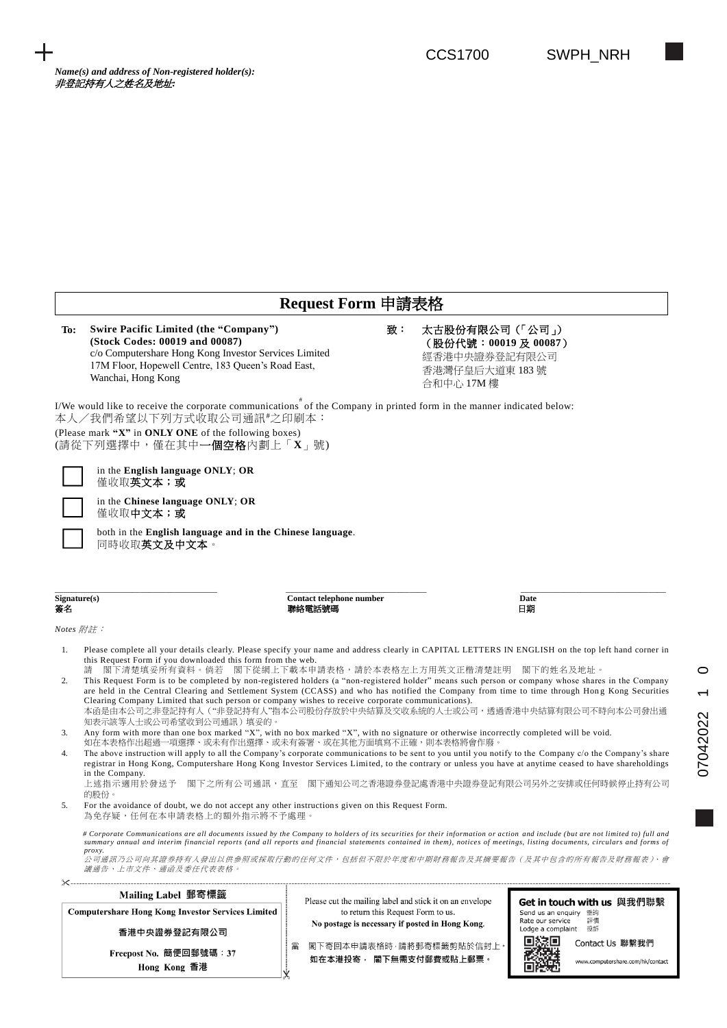CCS1700 SWPH_NRH

*Name(s) and address of Non-registered holder(s):*
***非登記持有人之姓名及地址:***

# Request Form 申請表格

**To: Swire Pacific Limited (the "Company")**
**(Stock Codes: 00019 and 00087)**
c/o Computershare Hong Kong Investor Services Limited
17M Floor, Hopewell Centre, 183 Queen's Road East,
Wanchai, Hong Kong

**致： 太古股份有限公司（「公司」）**
**（股份代號：00019 及 00087）**
經香港中央證券登記有限公司
香港灣仔皇后大道東 183 號
合和中心 17M 樓

I/We would like to receive the corporate communications# of the Company in printed form in the manner indicated below:
本人／我們希望以下列方式收取公司通訊#之印刷本：

(Please mark **"X"** in **ONLY ONE** of the following boxes)
(請從下列選擇中，僅在其中**一個空格**內劃上「**X**」號)

☐ in the **English language ONLY**; **OR**
僅收取**英文本；或**

☐ in the **Chinese language ONLY**; **OR**
僅收取**中文本；或**

☐ both in the **English language and in the Chinese language**.
同時收取**英文及中文本**。

| **Signature(s) 簽名** | **Contact telephone number 聯絡電話號碼** | **Date 日期** |
|---|---|---|
| | | |

*Notes 附註：*

1. Please complete all your details clearly. Please specify your name and address clearly in CAPITAL LETTERS IN ENGLISH on the top left hand corner in this Request Form if you downloaded this form from the web.
請 閣下清楚填妥所有資料。倘若 閣下從網上下載本申請表格，請於本表格左上方用英文正楷清楚註明 閣下的姓名及地址。
2. This Request Form is to be completed by non-registered holders (a "non-registered holder" means such person or company whose shares in the Company are held in the Central Clearing and Settlement System (CCASS) and who has notified the Company from time to time through Hong Kong Securities Clearing Company Limited that such person or company wishes to receive corporate communications).
本函是由本公司之非登記持有人（"非登記持有人"指本公司股份存放於中央結算及交收系統的人士或公司，透過香港中央結算有限公司不時向本公司發出通知表示該等人士或公司希望收到公司通訊）填妥的。
3. Any form with more than one box marked "X", with no box marked "X", with no signature or otherwise incorrectly completed will be void.
如在本表格作出超過一項選擇、或未有作出選擇、或未有簽署、或在其他方面填寫不正確，則本表格將會作廢。
4. The above instruction will apply to all the Company's corporate communications to be sent to you until you notify to the Company c/o the Company's share registrar in Hong Kong, Computershare Hong Kong Investor Services Limited, to the contrary or unless you have at anytime ceased to have shareholdings in the Company.
上述指示適用於發送予 閣下之所有公司通訊，直至 閣下通知公司之香港證券登記處香港中央證券登記有限公司另外之安排或任何時候停止持有公司的股份。
5. For the avoidance of doubt, we do not accept any other instructions given on this Request Form.
為免存疑，任何在本申請表格上的額外指示將不予處理。

*# Corporate Communications are all documents issued by the Company to holders of its securities for their information or action and include (but are not limited to) full and summary annual and interim financial reports (and all reports and financial statements contained in them), notices of meetings, listing documents, circulars and forms of proxy.*
*公司通訊乃公司向其證券持有人發出以供參照或採取行動的任何文件，包括但不限於年度和中期財務報告及其摘要報告（及其中包含的所有報告及財務報表）、會議通告、上市文件、通函及委任代表表格。*

**Mailing Label 郵寄標籤**
**Computershare Hong Kong Investor Services Limited**
**香港中央證券登記有限公司**
**Freepost No. 簡便回郵號碼：37**
**Hong Kong 香港**

Please cut the mailing label and stick it on an envelope to return this Request Form to us.
**No postage is necessary if posted in Hong Kong.**
當 閣下寄回本申請表格時，請將郵寄標籤剪貼於信封上。
**如在本港投寄， 閣下無需支付郵費或貼上郵票。**

**Get in touch with us 與我們聯繫**
Send us an enquiry 查詢
Rate our service 評價
Lodge a complaint 投訴
Contact Us 聯繫我們
www.computershare.com/hk/contact

07042022 1 0